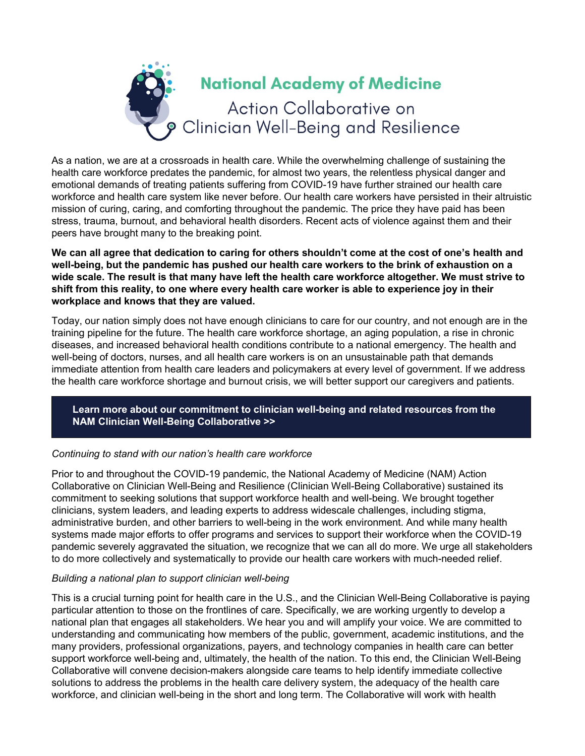# National Academy of Medicine

## Action Collaborative on Clinician Well-Being and Resilience

As a nation, we are at a crossroads in health care. While the overwhelming challenge of sustaining the health care workforce predates the pandemic, for almost two years, the relentless physical danger and emotional demands of treating patients suffering from COVID-19 have further strained our health care workforce and health care system like never before. Our health care workers have persisted in their altruistic mission of curing, caring, and comforting throughout the pandemic. The price they have paid has been stress, trauma, burnout, and behavioral health disorders. Recent acts of violence against them and their peers have brought many to the breaking point.

**We can all agree that dedication to caring for others shouldn't come at the cost of one's health and well-being, but the pandemic has pushed our health care workers to the brink of exhaustion on a wide scale. The result is that many have left the health care workforce altogether. We must strive to shift from this reality, to one where every health care worker is able to experience joy in their workplace and knows that they are valued.**

Today, our nation simply does not have enough clinicians to care for our country, and not enough are in the training pipeline for the future. The health care workforce shortage, an aging population, a rise in chronic diseases, and increased behavioral health conditions contribute to a national emergency. The health and well-being of doctors, nurses, and all health care workers is on an unsustainable path that demands immediate attention from health care leaders and policymakers at every level of government. If we address the health care workforce shortage and burnout crisis, we will better support our caregivers and patients.

**Learn more about our commitment to clinician well-being and related resources from the NAM Clinician Well-Being Collaborative >>**

*Continuing to stand with our nation's health care workforce*

Prior to and throughout the COVID-19 pandemic, the National Academy of Medicine (NAM) Action Collaborative on Clinician Well-Being and Resilience (Clinician Well-Being Collaborative) sustained its commitment to seeking solutions that support workforce health and well-being. We brought together clinicians, system leaders, and leading experts to address widescale challenges, including stigma, administrative burden, and other barriers to well-being in the work environment. And while many health systems made major efforts to offer programs and services to support their workforce when the COVID-19 pandemic severely aggravated the situation, we recognize that we can all do more. We urge all stakeholders to do more collectively and systematically to provide our health care workers with much-needed relief.

*Building a national plan to support clinician well-being*

This is a crucial turning point for health care in the U.S., and the Clinician Well-Being Collaborative is paying particular attention to those on the frontlines of care. Specifically, we are working urgently to develop a national plan that engages all stakeholders. We hear you and will amplify your voice. We are committed to understanding and communicating how members of the public, government, academic institutions, and the many providers, professional organizations, payers, and technology companies in health care can better support workforce well-being and, ultimately, the health of the nation. To this end, the Clinician Well-Being Collaborative will convene decision-makers alongside care teams to help identify immediate collective solutions to address the problems in the health care delivery system, the adequacy of the health care workforce, and clinician well-being in the short and long term. The Collaborative will work with health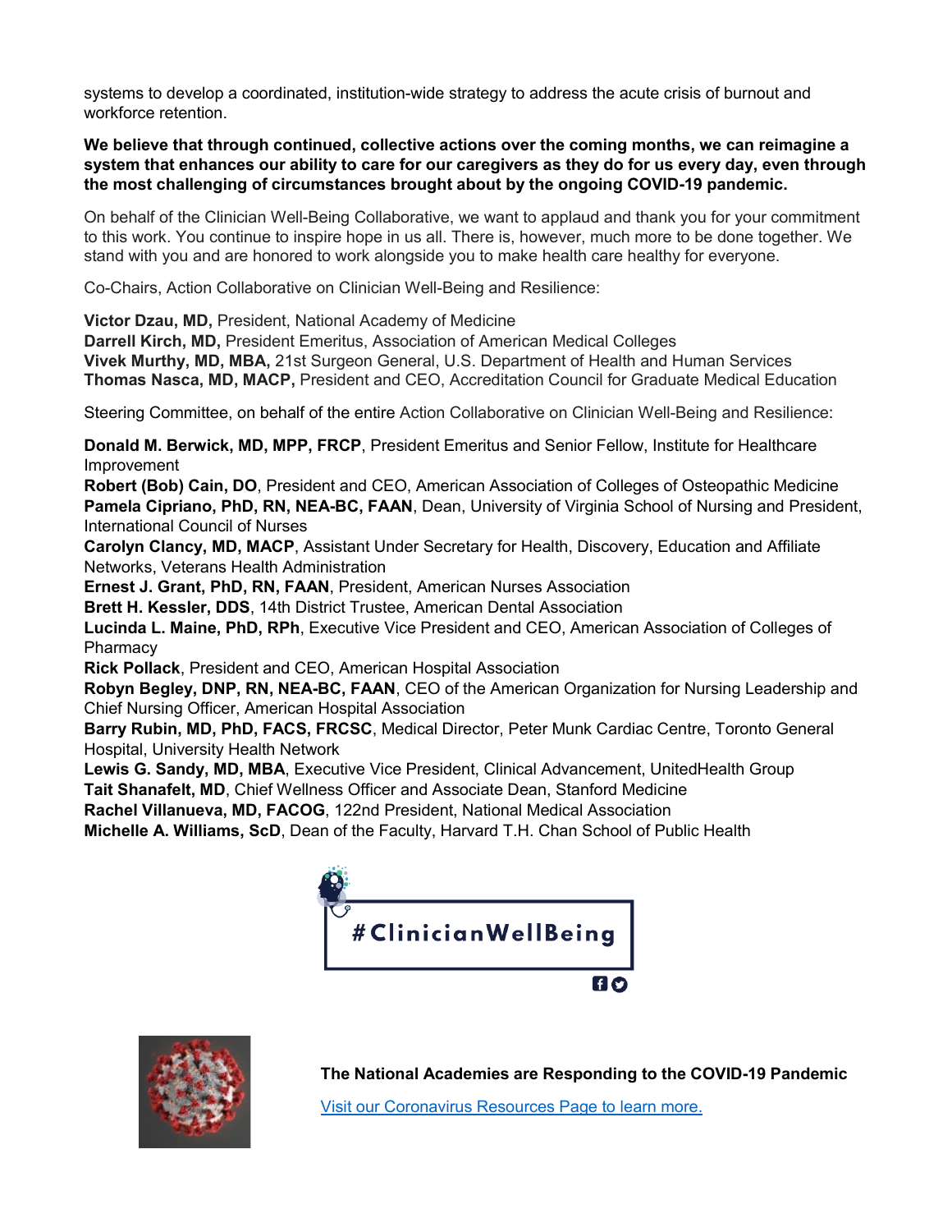systems to develop a coordinated, institution-wide strategy to address the acute crisis of burnout and workforce retention.

**We believe that through continued, collective actions over the coming months, we can reimagine a system that enhances our ability to care for our caregivers as they do for us every day, even through the most challenging of circumstances brought about by the ongoing COVID-19 pandemic.**

On behalf of the Clinician Well-Being Collaborative, we want to applaud and thank you for your commitment to this work. You continue to inspire hope in us all. There is, however, much more to be done together. We stand with you and are honored to work alongside you to make health care healthy for everyone.

Co-Chairs, Action Collaborative on Clinician Well-Being and Resilience:

**Victor Dzau, MD,** President, National Academy of Medicine
**Darrell Kirch, MD,** President Emeritus, Association of American Medical Colleges
**Vivek Murthy, MD, MBA,** 21st Surgeon General, U.S. Department of Health and Human Services
**Thomas Nasca, MD, MACP,** President and CEO, Accreditation Council for Graduate Medical Education

Steering Committee, on behalf of the entire Action Collaborative on Clinician Well-Being and Resilience:

**Donald M. Berwick, MD, MPP, FRCP**, President Emeritus and Senior Fellow, Institute for Healthcare Improvement
**Robert (Bob) Cain, DO**, President and CEO, American Association of Colleges of Osteopathic Medicine
**Pamela Cipriano, PhD, RN, NEA-BC, FAAN**, Dean, University of Virginia School of Nursing and President, International Council of Nurses
**Carolyn Clancy, MD, MACP**, Assistant Under Secretary for Health, Discovery, Education and Affiliate Networks, Veterans Health Administration
**Ernest J. Grant, PhD, RN, FAAN**, President, American Nurses Association
**Brett H. Kessler, DDS**, 14th District Trustee, American Dental Association
**Lucinda L. Maine, PhD, RPh**, Executive Vice President and CEO, American Association of Colleges of Pharmacy
**Rick Pollack**, President and CEO, American Hospital Association
**Robyn Begley, DNP, RN, NEA-BC, FAAN**, CEO of the American Organization for Nursing Leadership and Chief Nursing Officer, American Hospital Association
**Barry Rubin, MD, PhD, FACS, FRCSC**, Medical Director, Peter Munk Cardiac Centre, Toronto General Hospital, University Health Network
**Lewis G. Sandy, MD, MBA**, Executive Vice President, Clinical Advancement, UnitedHealth Group
**Tait Shanafelt, MD**, Chief Wellness Officer and Associate Dean, Stanford Medicine
**Rachel Villanueva, MD, FACOG**, 122nd President, National Medical Association
**Michelle A. Williams, ScD**, Dean of the Faculty, Harvard T.H. Chan School of Public Health

#ClinicianWellBeing

**The National Academies are Responding to the COVID-19 Pandemic**

Visit our Coronavirus Resources Page to learn more.